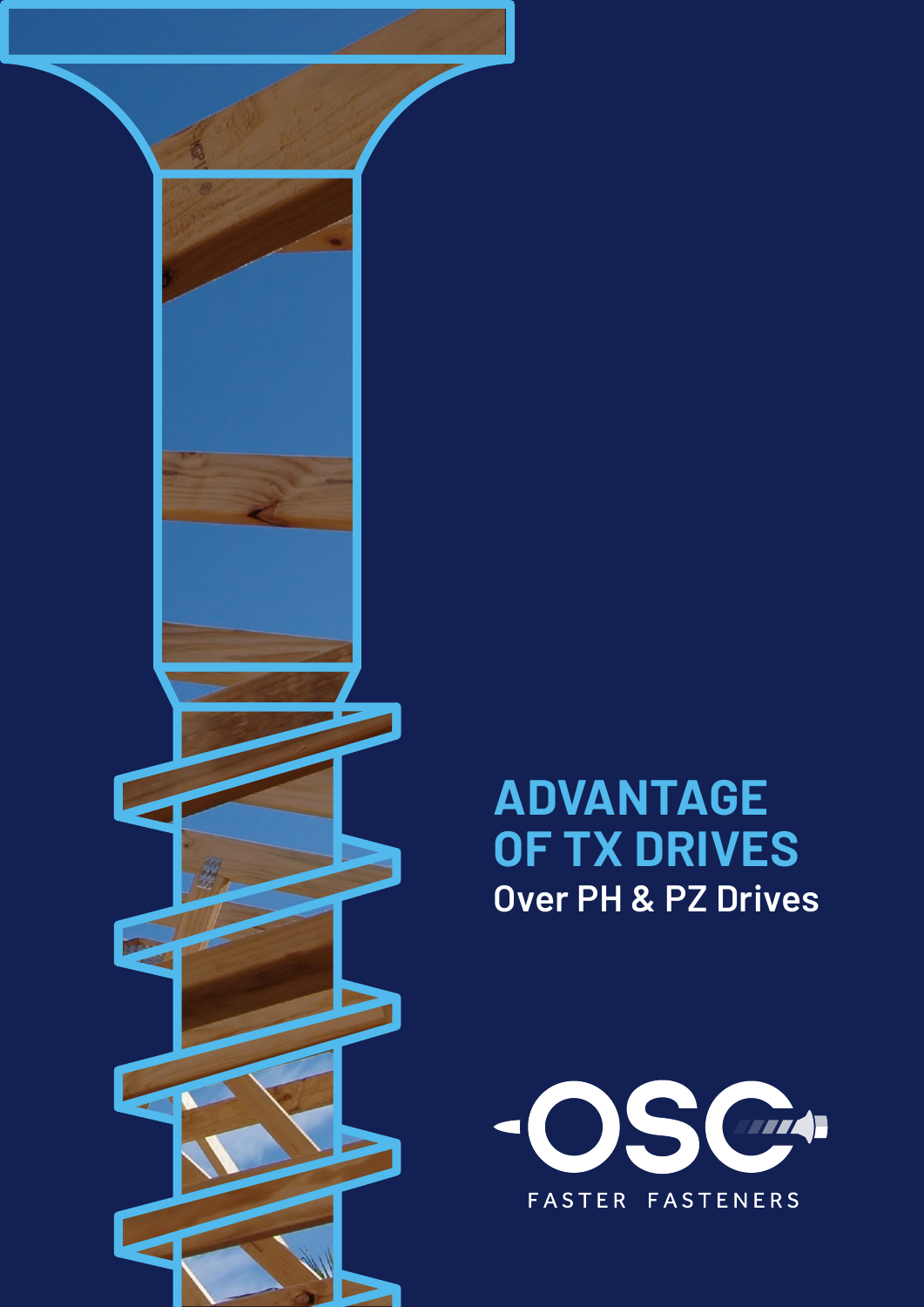# ADVANTAGE OF TX DRIVES

## Over PH & PZ Drives

OSC

FASTER FASTENERS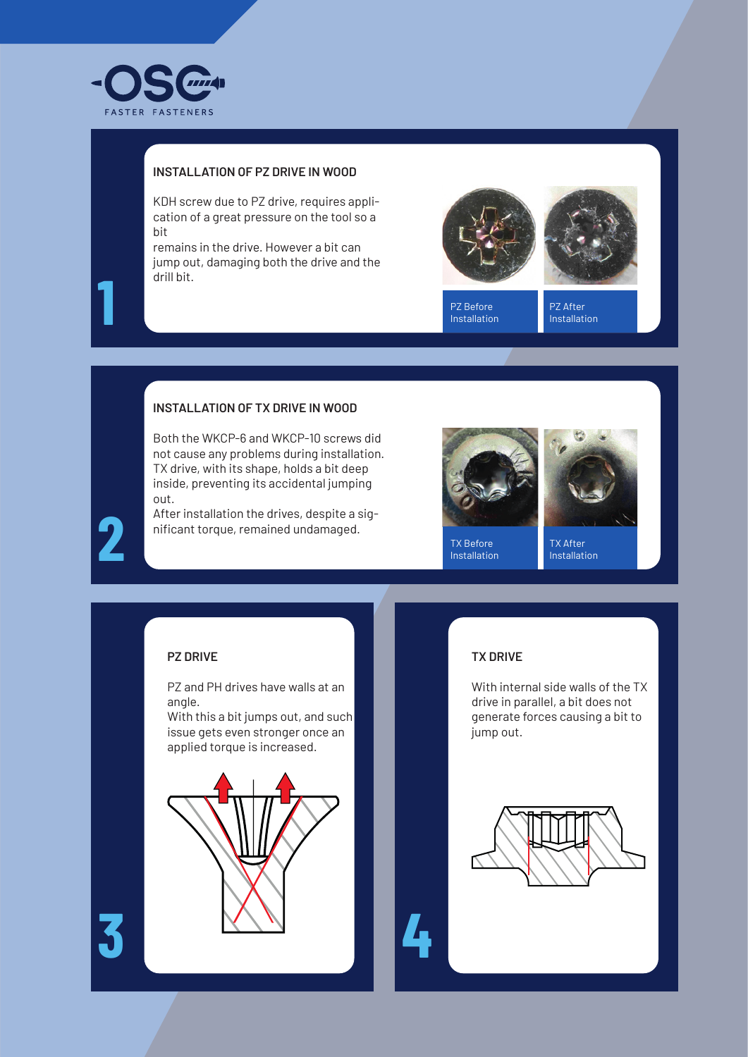OSC
FASTER FASTENERS

1

## INSTALLATION OF PZ DRIVE IN WOOD

KDH screw due to PZ drive, requires application of a great pressure on the tool so a bit remains in the drive. However a bit can jump out, damaging both the drive and the drill bit.

PZ Before Installation

PZ After Installation

2

## INSTALLATION OF TX DRIVE IN WOOD

Both the WKCP-6 and WKCP-10 screws did not cause any problems during installation. TX drive, with its shape, holds a bit deep inside, preventing its accidental jumping out.
After installation the drives, despite a significant torque, remained undamaged.

TX Before Installation

TX After Installation

3

## PZ DRIVE

PZ and PH drives have walls at an angle.
With this a bit jumps out, and such issue gets even stronger once an applied torque is increased.

4

## TX DRIVE

With internal side walls of the TX drive in parallel, a bit does not generate forces causing a bit to jump out.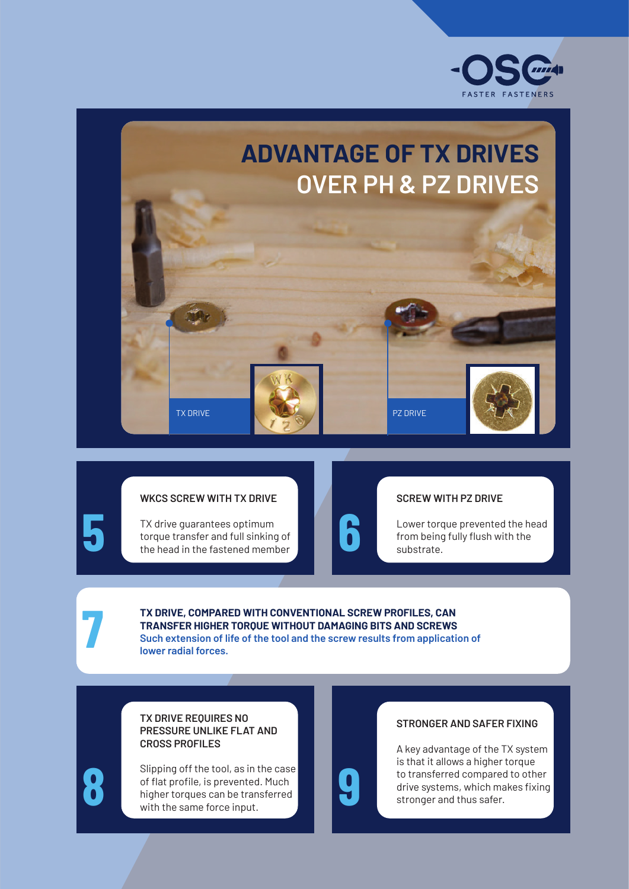# ADVANTAGE OF TX DRIVES OVER PH & PZ DRIVES

TX DRIVE

PZ DRIVE

**5**

### WKCS SCREW WITH TX DRIVE

TX drive guarantees optimum torque transfer and full sinking of the head in the fastened member

**6**

### SCREW WITH PZ DRIVE

Lower torque prevented the head from being fully flush with the substrate.

**7**

### TX DRIVE, COMPARED WITH CONVENTIONAL SCREW PROFILES, CAN TRANSFER HIGHER TORQUE WITHOUT DAMAGING BITS AND SCREWS

**Such extension of life of the tool and the screw results from application of lower radial forces.**

**8**

### TX DRIVE REQUIRES NO PRESSURE UNLIKE FLAT AND CROSS PROFILES

Slipping off the tool, as in the case of flat profile, is prevented. Much higher torques can be transferred with the same force input.

**9**

### STRONGER AND SAFER FIXING

A key advantage of the TX system is that it allows a higher torque to transferred compared to other drive systems, which makes fixing stronger and thus safer.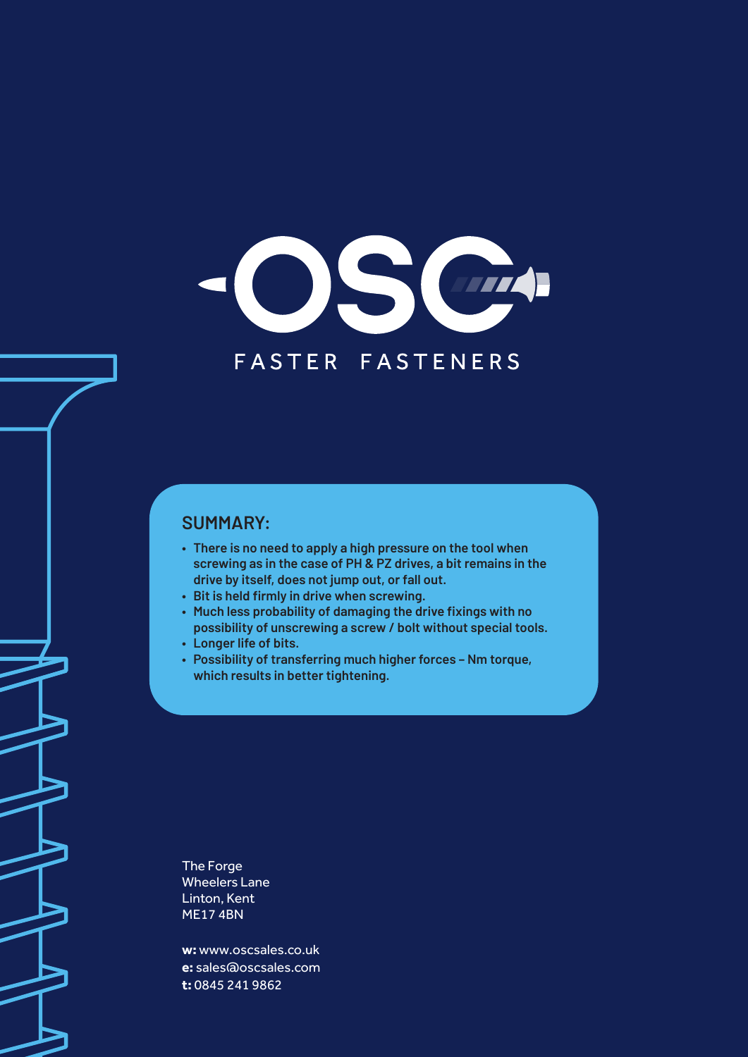OSC

FASTER FASTENERS

## SUMMARY:

- There is no need to apply a high pressure on the tool when screwing as in the case of PH & PZ drives, a bit remains in the drive by itself, does not jump out, or fall out.
- Bit is held firmly in drive when screwing.
- Much less probability of damaging the drive fixings with no possibility of unscrewing a screw / bolt without special tools.
- Longer life of bits.
- Possibility of transferring much higher forces – Nm torque, which results in better tightening.

The Forge
Wheelers Lane
Linton, Kent
ME17 4BN

**w:** www.oscsales.co.uk
**e:** sales@oscsales.com
**t:** 0845 241 9862